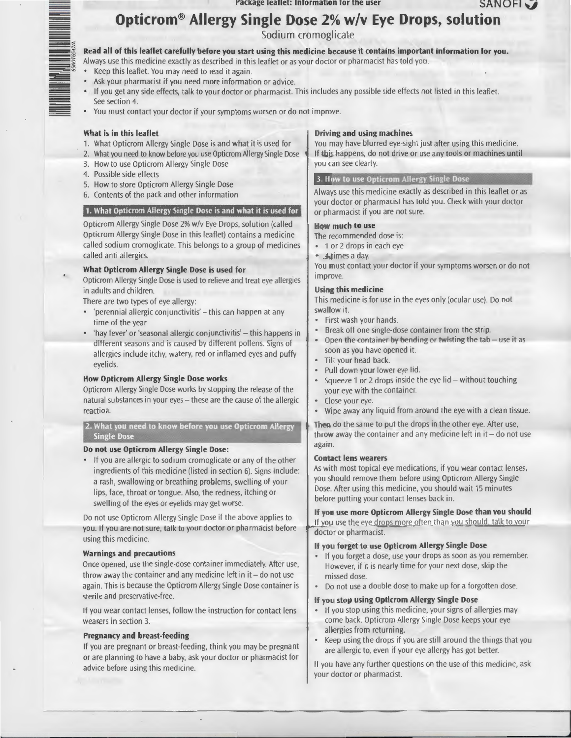Package leaflet: Information for the user

SANOFI

# Opticrom® Allergy Single Dose 2% w/v Eye Drops, solution

Sodium cromoglicate

**Read all of this leaflet carefully before you start using this medicine because it contains important information for you.**

Always use this medicine exactly as described in this leaflet or as your doctor or pharmacist has told you.

- Keep this leaflet. You may need to read it again.
- Ask your pharmacist if you need more information or advice.
- If you get any side effects, talk to your doctor or pharmacist. This includes any possible side effects not listed in this leaflet. See section 4.
- You must contact your doctor if your symptoms worsen or do not improve.

**What is in this leaflet**

1. What Opticrom Allergy Single Dose is and what it is used for
2. What you need to know before you use Opticrom Allergy Single Dose
3. How to use Opticrom Allergy Single Dose
4. Possible side effects
5. How to store Opticrom Allergy Single Dose
6. Contents of the pack and other information

## 1. What Opticrom Allergy Single Dose is and what it is used for

Opticrom Allergy Single Dose 2% w/v Eye Drops, solution (called Opticrom Allergy Single Dose in this leaflet) contains a medicine called sodium cromoglicate. This belongs to a group of medicines called anti allergics.

**What Opticrom Allergy Single Dose is used for**

Opticrom Allergy Single Dose is used to relieve and treat eye allergies in adults and children.

There are two types of eye allergy:

- 'perennial allergic conjunctivitis' – this can happen at any time of the year
- 'hay fever' or 'seasonal allergic conjunctivitis' – this happens in different seasons and is caused by different pollens. Signs of allergies include itchy, watery, red or inflamed eyes and puffy eyelids.

**How Opticrom Allergy Single Dose works**

Opticrom Allergy Single Dose works by stopping the release of the natural substances in your eyes – these are the cause of the allergic reaction.

## 2. What you need to know before you use Opticrom Allergy Single Dose

**Do not use Opticrom Allergy Single Dose:**

- If you are allergic to sodium cromoglicate or any of the other ingredients of this medicine (listed in section 6). Signs include: a rash, swallowing or breathing problems, swelling of your lips, face, throat or tongue. Also, the redness, itching or swelling of the eyes or eyelids may get worse.

Do not use Opticrom Allergy Single Dose if the above applies to you. If you are not sure, talk to your doctor or pharmacist before using this medicine.

**Warnings and precautions**

Once opened, use the single-dose container immediately. After use, throw away the container and any medicine left in it – do not use again. This is because the Opticrom Allergy Single Dose container is sterile and preservative-free.

If you wear contact lenses, follow the instruction for contact lens wearers in section 3.

**Pregnancy and breast-feeding**

If you are pregnant or breast-feeding, think you may be pregnant or are planning to have a baby, ask your doctor or pharmacist for advice before using this medicine.

**Driving and using machines**

You may have blurred eye-sight just after using this medicine. If this happens, do not drive or use any tools or machines until you can see clearly.

## 3. How to use Opticrom Allergy Single Dose

Always use this medicine exactly as described in this leaflet or as your doctor or pharmacist has told you. Check with your doctor or pharmacist if you are not sure.

**How much to use**

The recommended dose is:

- 1 or 2 drops in each eye
- 4 times a day.

You must contact your doctor if your symptoms worsen or do not improve.

**Using this medicine**

This medicine is for use in the eyes only (ocular use). Do not swallow it.

- First wash your hands.
- Break off one single-dose container from the strip.
- Open the container by bending or twisting the tab – use it as soon as you have opened it.
- Tilt your head back.
- Pull down your lower eye lid.
- Squeeze 1 or 2 drops inside the eye lid – without touching your eye with the container.
- Close your eye.
- Wipe away any liquid from around the eye with a clean tissue.

Then do the same to put the drops in the other eye. After use, throw away the container and any medicine left in it – do not use again.

**Contact lens wearers**

As with most topical eye medications, if you wear contact lenses, you should remove them before using Opticrom Allergy Single Dose. After using this medicine, you should wait 15 minutes before putting your contact lenses back in.

**If you use more Opticrom Allergy Single Dose than you should**

If you use the eye drops more often than you should, talk to your doctor or pharmacist.

**If you forget to use Opticrom Allergy Single Dose**

- If you forget a dose, use your drops as soon as you remember. However, if it is nearly time for your next dose, skip the missed dose.
- Do not use a double dose to make up for a forgotten dose.

**If you stop using Opticrom Allergy Single Dose**

- If you stop using this medicine, your signs of allergies may come back. Opticrom Allergy Single Dose keeps your eye allergies from returning.
- Keep using the drops if you are still around the things that you are allergic to, even if your eye allergy has got better.

If you have any further questions on the use of this medicine, ask your doctor or pharmacist.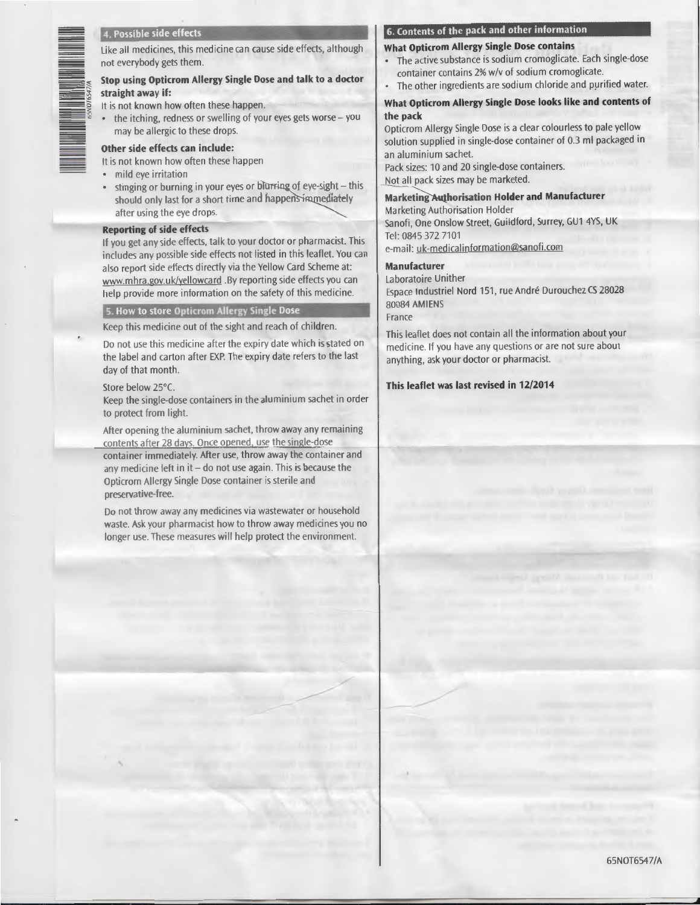## 4. Possible side effects

Like all medicines, this medicine can cause side effects, although not everybody gets them.

### Stop using Opticrom Allergy Single Dose and talk to a doctor straight away if:

It is not known how often these happen.

- the itching, redness or swelling of your eyes gets worse – you may be allergic to these drops.

### Other side effects can include:

It is not known how often these happen

- mild eye irritation
- stinging or burning in your eyes or blurring of eye-sight – this should only last for a short time and happens immediately after using the eye drops.

### Reporting of side effects

If you get any side effects, talk to your doctor or pharmacist. This includes any possible side effects not listed in this leaflet. You can also report side effects directly via the Yellow Card Scheme at: www.mhra.gov.uk/yellowcard .By reporting side effects you can help provide more information on the safety of this medicine.

## 5. How to store Opticrom Allergy Single Dose

Keep this medicine out of the sight and reach of children.

Do not use this medicine after the expiry date which is stated on the label and carton after EXP. The expiry date refers to the last day of that month.

Store below 25°C.

Keep the single-dose containers in the aluminium sachet in order to protect from light.

After opening the aluminium sachet, throw away any remaining contents after 28 days. Once opened, use the single-dose container immediately. After use, throw away the container and any medicine left in it – do not use again. This is because the Opticrom Allergy Single Dose container is sterile and preservative-free.

Do not throw away any medicines via wastewater or household waste. Ask your pharmacist how to throw away medicines you no longer use. These measures will help protect the environment.

## 6. Contents of the pack and other information

### What Opticrom Allergy Single Dose contains

- The active substance is sodium cromoglicate. Each single-dose container contains 2% w/v of sodium cromoglicate.
- The other ingredients are sodium chloride and purified water.

### What Opticrom Allergy Single Dose looks like and contents of the pack

Opticrom Allergy Single Dose is a clear colourless to pale yellow solution supplied in single-dose container of 0.3 ml packaged in an aluminium sachet.

Pack sizes: 10 and 20 single-dose containers.

Not all pack sizes may be marketed.

### Marketing Authorisation Holder and Manufacturer

Marketing Authorisation Holder

Sanofi, One Onslow Street, Guildford, Surrey, GU1 4YS, UK

Tel: 0845 372 7101

e-mail: uk-medicalinformation@sanofi.com

### Manufacturer

Laboratoire Unither

Espace Industriel Nord 151, rue André Durouchez CS 28028

80084 AMIENS

France

This leaflet does not contain all the information about your medicine. If you have any questions or are not sure about anything, ask your doctor or pharmacist.

**This leaflet was last revised in 12/2014**

65NOT6547/A